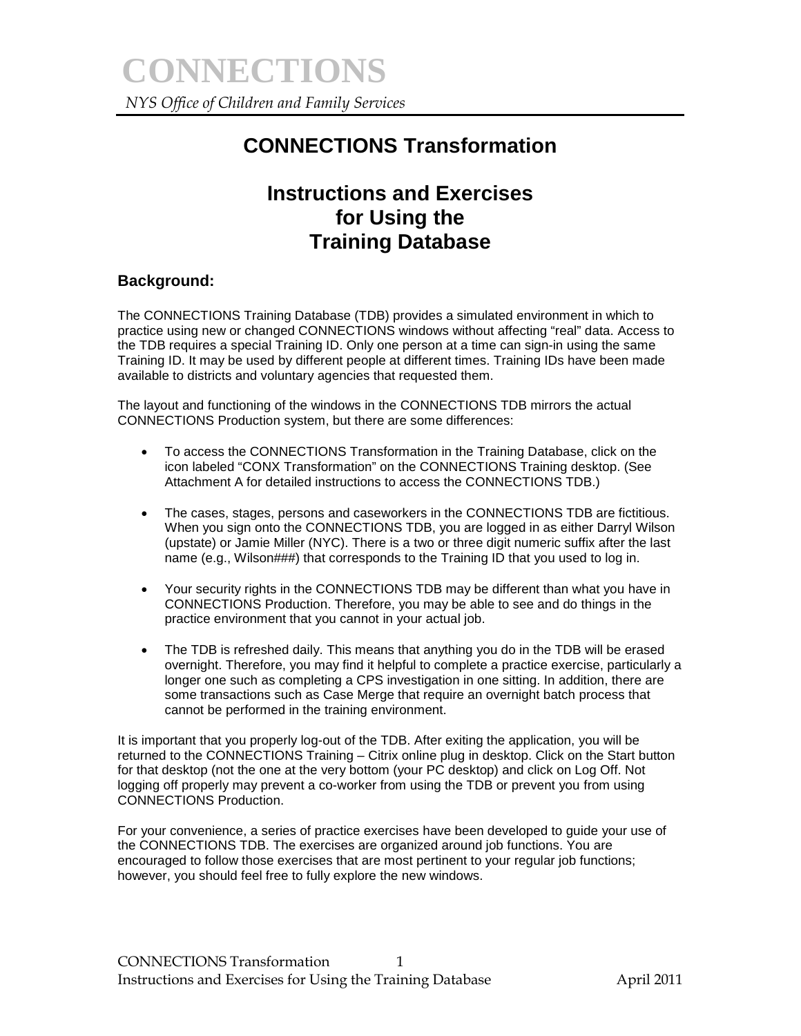# CONNECTIONS

*NYS Office of Children and Family Services*

## CONNECTIONS Transformation

## Instructions and Exercises for Using the Training Database

### Background:

The CONNECTIONS Training Database (TDB) provides a simulated environment in which to practice using new or changed CONNECTIONS windows without affecting "real" data. Access to the TDB requires a special Training ID. Only one person at a time can sign-in using the same Training ID. It may be used by different people at different times. Training IDs have been made available to districts and voluntary agencies that requested them.

The layout and functioning of the windows in the CONNECTIONS TDB mirrors the actual CONNECTIONS Production system, but there are some differences:

- To access the CONNECTIONS Transformation in the Training Database, click on the icon labeled "CONX Transformation" on the CONNECTIONS Training desktop. (See Attachment A for detailed instructions to access the CONNECTIONS TDB.)
- The cases, stages, persons and caseworkers in the CONNECTIONS TDB are fictitious. When you sign onto the CONNECTIONS TDB, you are logged in as either Darryl Wilson (upstate) or Jamie Miller (NYC). There is a two or three digit numeric suffix after the last name (e.g., Wilson###) that corresponds to the Training ID that you used to log in.
- Your security rights in the CONNECTIONS TDB may be different than what you have in CONNECTIONS Production. Therefore, you may be able to see and do things in the practice environment that you cannot in your actual job.
- The TDB is refreshed daily. This means that anything you do in the TDB will be erased overnight. Therefore, you may find it helpful to complete a practice exercise, particularly a longer one such as completing a CPS investigation in one sitting. In addition, there are some transactions such as Case Merge that require an overnight batch process that cannot be performed in the training environment.

It is important that you properly log-out of the TDB. After exiting the application, you will be returned to the CONNECTIONS Training – Citrix online plug in desktop. Click on the Start button for that desktop (not the one at the very bottom (your PC desktop) and click on Log Off. Not logging off properly may prevent a co-worker from using the TDB or prevent you from using CONNECTIONS Production.

For your convenience, a series of practice exercises have been developed to guide your use of the CONNECTIONS TDB. The exercises are organized around job functions. You are encouraged to follow those exercises that are most pertinent to your regular job functions; however, you should feel free to fully explore the new windows.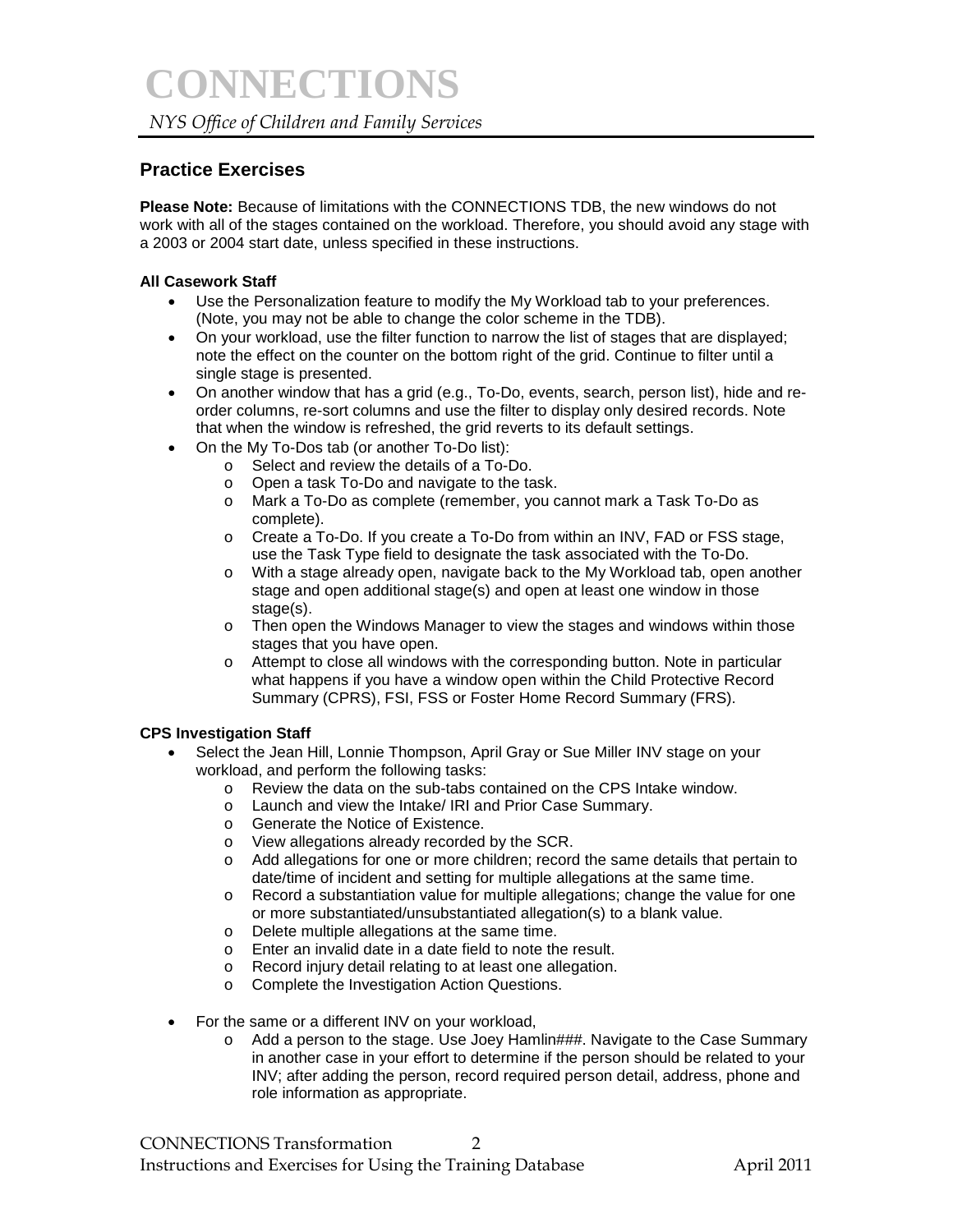## Practice Exercises

**Please Note:** Because of limitations with the CONNECTIONS TDB, the new windows do not work with all of the stages contained on the workload. Therefore, you should avoid any stage with a 2003 or 2004 start date, unless specified in these instructions.

**All Casework Staff**

- Use the Personalization feature to modify the My Workload tab to your preferences. (Note, you may not be able to change the color scheme in the TDB).
- On your workload, use the filter function to narrow the list of stages that are displayed; note the effect on the counter on the bottom right of the grid. Continue to filter until a single stage is presented.
- On another window that has a grid (e.g., To-Do, events, search, person list), hide and re-order columns, re-sort columns and use the filter to display only desired records. Note that when the window is refreshed, the grid reverts to its default settings.
- On the My To-Dos tab (or another To-Do list):
  - Select and review the details of a To-Do.
  - Open a task To-Do and navigate to the task.
  - Mark a To-Do as complete (remember, you cannot mark a Task To-Do as complete).
  - Create a To-Do. If you create a To-Do from within an INV, FAD or FSS stage, use the Task Type field to designate the task associated with the To-Do.
  - With a stage already open, navigate back to the My Workload tab, open another stage and open additional stage(s) and open at least one window in those stage(s).
  - Then open the Windows Manager to view the stages and windows within those stages that you have open.
  - Attempt to close all windows with the corresponding button. Note in particular what happens if you have a window open within the Child Protective Record Summary (CPRS), FSI, FSS or Foster Home Record Summary (FRS).

**CPS Investigation Staff**

- Select the Jean Hill, Lonnie Thompson, April Gray or Sue Miller INV stage on your workload, and perform the following tasks:
  - Review the data on the sub-tabs contained on the CPS Intake window.
  - Launch and view the Intake/ IRI and Prior Case Summary.
  - Generate the Notice of Existence.
  - View allegations already recorded by the SCR.
  - Add allegations for one or more children; record the same details that pertain to date/time of incident and setting for multiple allegations at the same time.
  - Record a substantiation value for multiple allegations; change the value for one or more substantiated/unsubstantiated allegation(s) to a blank value.
  - Delete multiple allegations at the same time.
  - Enter an invalid date in a date field to note the result.
  - Record injury detail relating to at least one allegation.
  - Complete the Investigation Action Questions.

- For the same or a different INV on your workload,
  - Add a person to the stage. Use Joey Hamlin###. Navigate to the Case Summary in another case in your effort to determine if the person should be related to your INV; after adding the person, record required person detail, address, phone and role information as appropriate.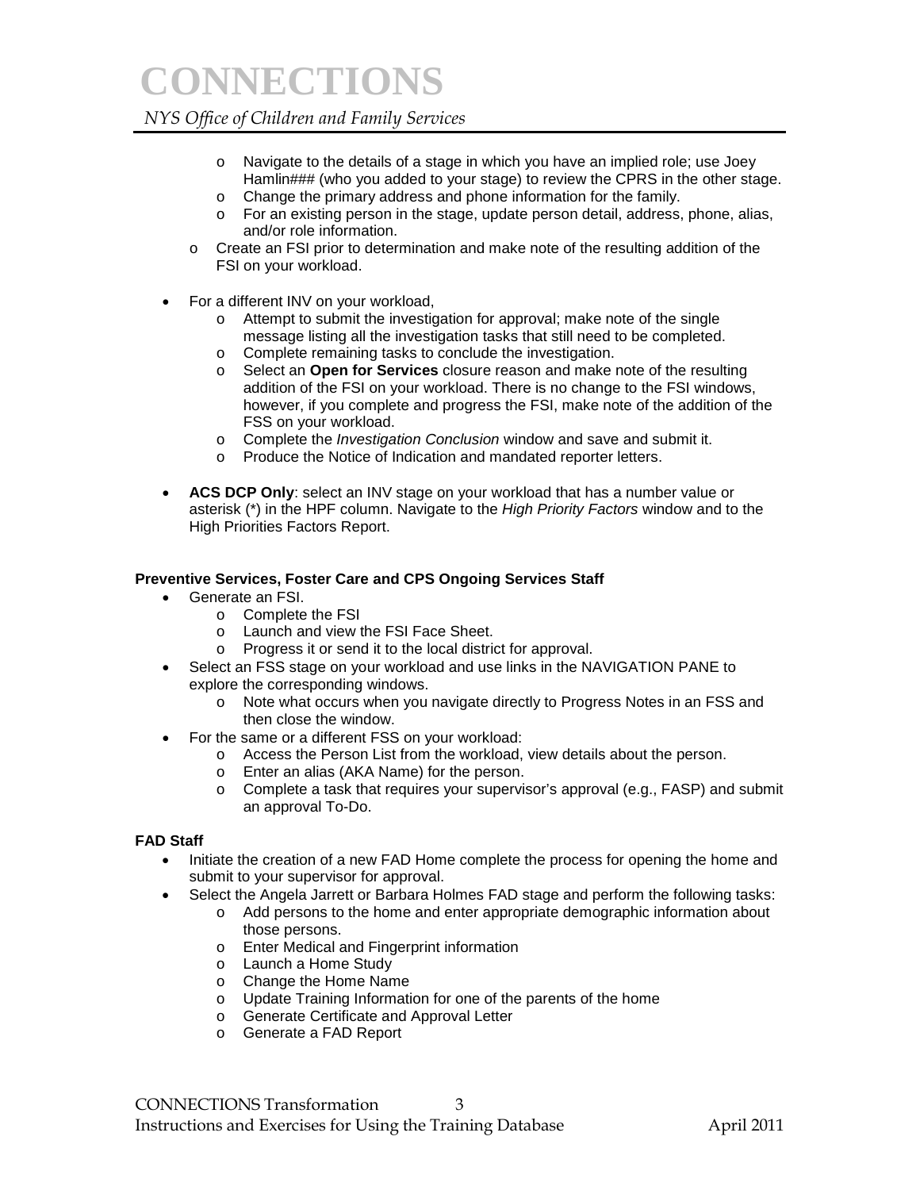- Navigate to the details of a stage in which you have an implied role; use Joey Hamlin### (who you added to your stage) to review the CPRS in the other stage.
  - Change the primary address and phone information for the family.
  - For an existing person in the stage, update person detail, address, phone, alias, and/or role information.
- Create an FSI prior to determination and make note of the resulting addition of the FSI on your workload.

- For a different INV on your workload,
  - Attempt to submit the investigation for approval; make note of the single message listing all the investigation tasks that still need to be completed.
  - Complete remaining tasks to conclude the investigation.
  - Select an **Open for Services** closure reason and make note of the resulting addition of the FSI on your workload. There is no change to the FSI windows, however, if you complete and progress the FSI, make note of the addition of the FSS on your workload.
  - Complete the *Investigation Conclusion* window and save and submit it.
  - Produce the Notice of Indication and mandated reporter letters.

- **ACS DCP Only**: select an INV stage on your workload that has a number value or asterisk (*) in the HPF column. Navigate to the *High Priority Factors* window and to the High Priorities Factors Report.

**Preventive Services, Foster Care and CPS Ongoing Services Staff**

- Generate an FSI.
  - Complete the FSI
  - Launch and view the FSI Face Sheet.
  - Progress it or send it to the local district for approval.
- Select an FSS stage on your workload and use links in the NAVIGATION PANE to explore the corresponding windows.
  - Note what occurs when you navigate directly to Progress Notes in an FSS and then close the window.
- For the same or a different FSS on your workload:
  - Access the Person List from the workload, view details about the person.
  - Enter an alias (AKA Name) for the person.
  - Complete a task that requires your supervisor's approval (e.g., FASP) and submit an approval To-Do.

**FAD Staff**

- Initiate the creation of a new FAD Home complete the process for opening the home and submit to your supervisor for approval.
- Select the Angela Jarrett or Barbara Holmes FAD stage and perform the following tasks:
  - Add persons to the home and enter appropriate demographic information about those persons.
  - Enter Medical and Fingerprint information
  - Launch a Home Study
  - Change the Home Name
  - Update Training Information for one of the parents of the home
  - Generate Certificate and Approval Letter
  - Generate a FAD Report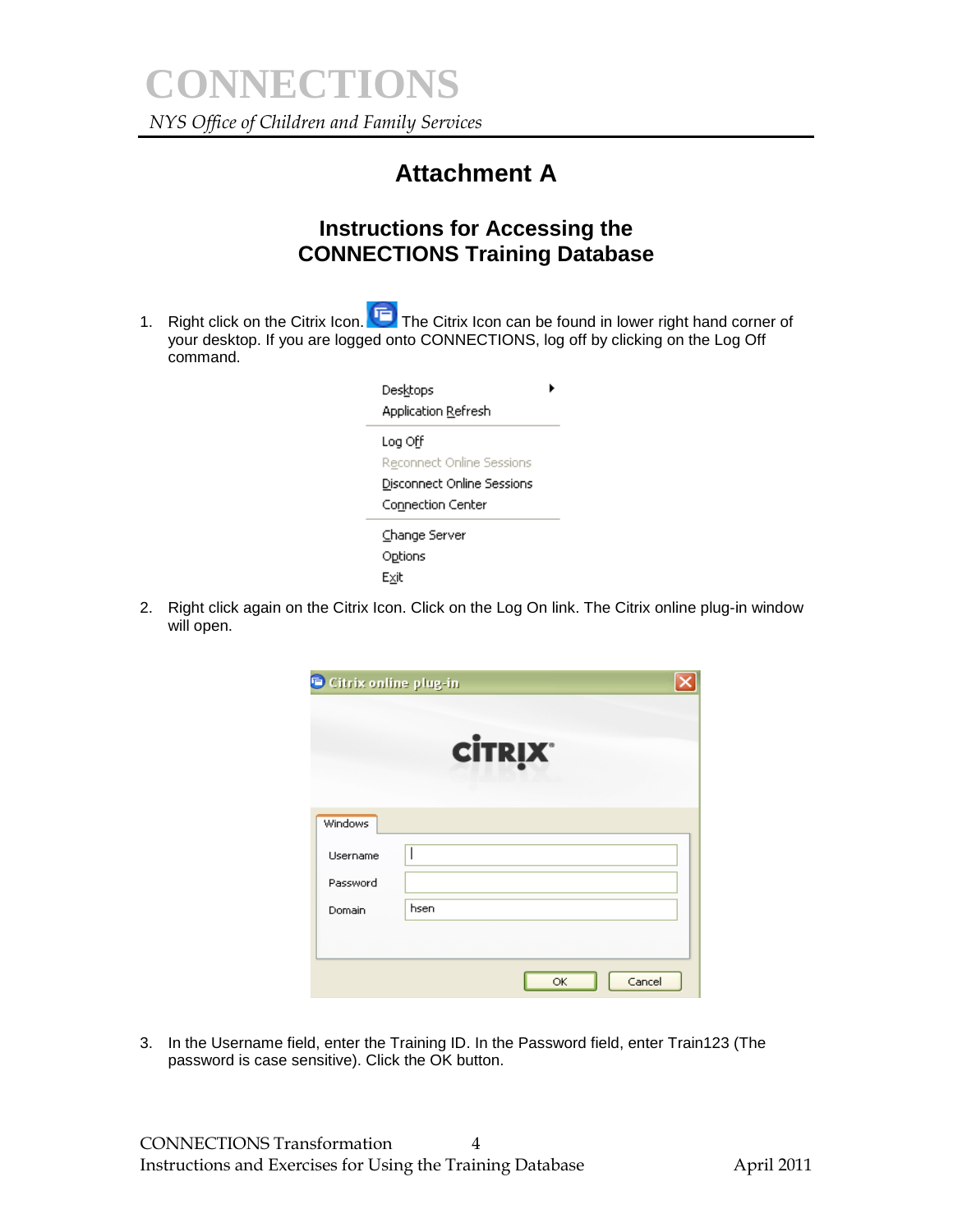# Attachment A

## Instructions for Accessing the CONNECTIONS Training Database

1. Right click on the Citrix Icon. The Citrix Icon can be found in lower right hand corner of your desktop. If you are logged onto CONNECTIONS, log off by clicking on the Log Off command.

2. Right click again on the Citrix Icon. Click on the Log On link. The Citrix online plug-in window will open.

3. In the Username field, enter the Training ID. In the Password field, enter Train123 (The password is case sensitive). Click the OK button.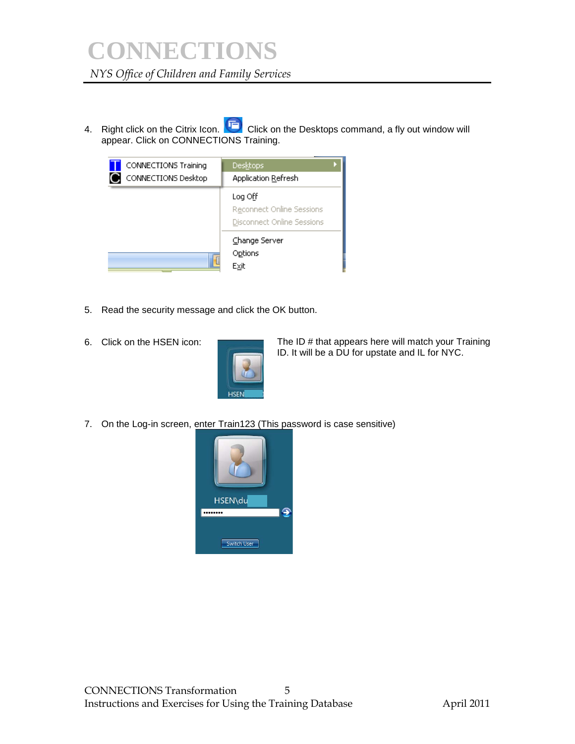4. Right click on the Citrix Icon. Click on the Desktops command, a fly out window will appear. Click on CONNECTIONS Training.

5. Read the security message and click the OK button.

6. Click on the HSEN icon: The ID # that appears here will match your Training ID. It will be a DU for upstate and IL for NYC.

7. On the Log-in screen, enter Train123 (This password is case sensitive)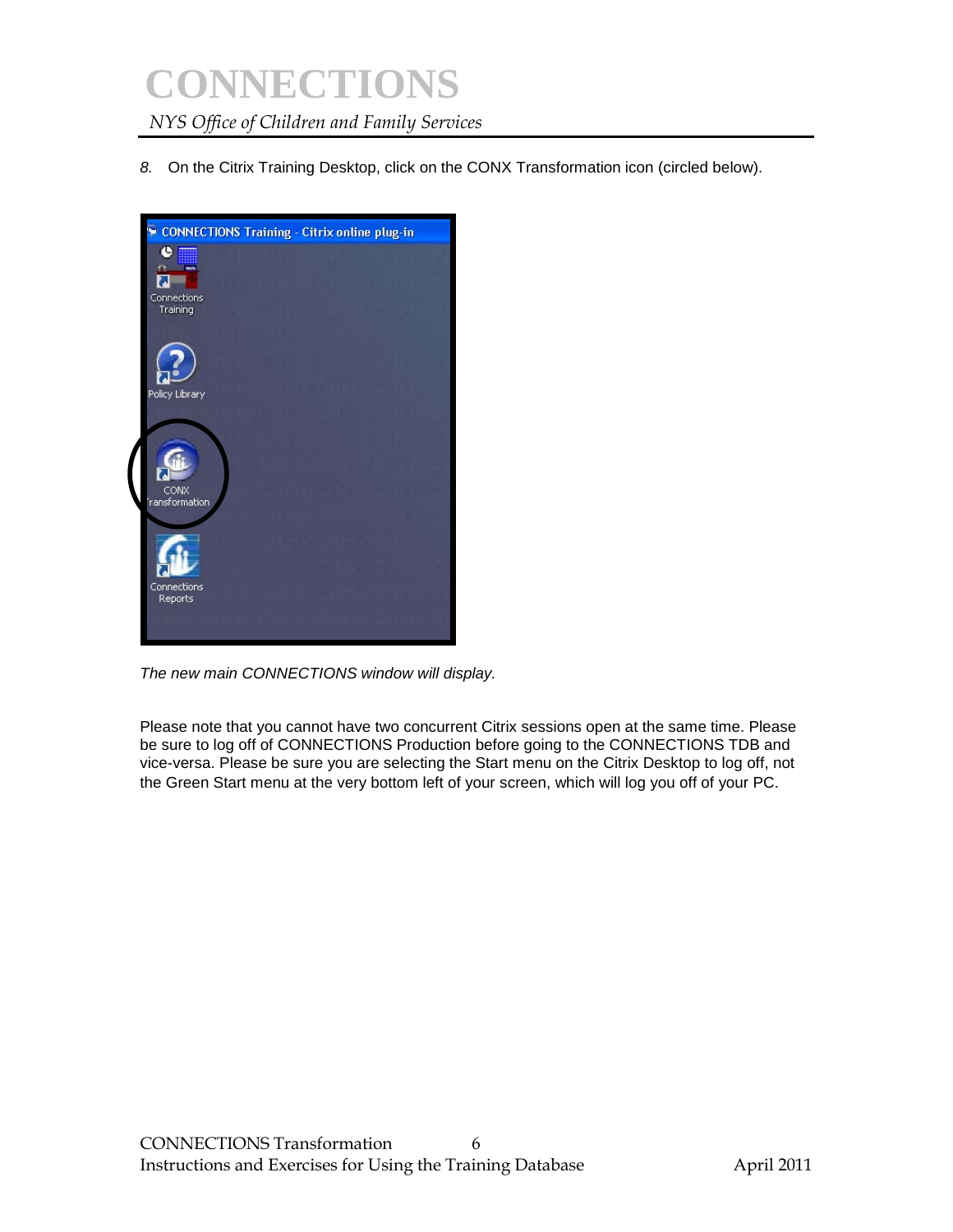8. On the Citrix Training Desktop, click on the CONX Transformation icon (circled below).

*The new main CONNECTIONS window will display.*

Please note that you cannot have two concurrent Citrix sessions open at the same time. Please be sure to log off of CONNECTIONS Production before going to the CONNECTIONS TDB and vice-versa. Please be sure you are selecting the Start menu on the Citrix Desktop to log off, not the Green Start menu at the very bottom left of your screen, which will log you off of your PC.